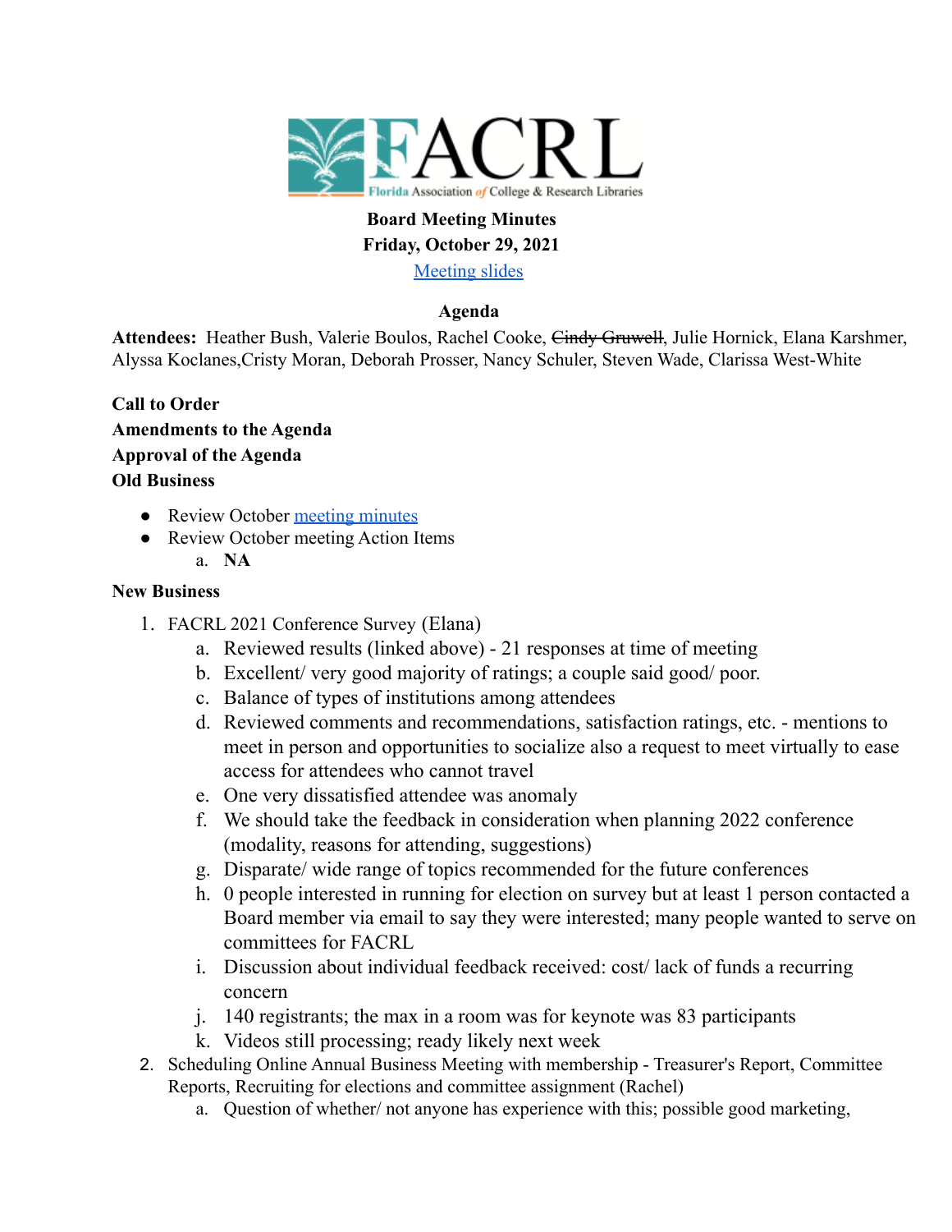FACRL
Florida Association of College & Research Libraries

**Board Meeting Minutes**
**Friday, October 29, 2021**
[Meeting slides]

**Agenda**

**Attendees:** Heather Bush, Valerie Boulos, Rachel Cooke, ~~Cindy Gruwell~~, Julie Hornick, Elana Karshmer, Alyssa Koclanes,Cristy Moran, Deborah Prosser, Nancy Schuler, Steven Wade, Clarissa West-White

**Call to Order**
**Amendments to the Agenda**
**Approval of the Agenda**
**Old Business**

- Review October [meeting minutes]
- Review October meeting Action Items
    a. **NA**

**New Business**

1. FACRL 2021 Conference Survey (Elana)
    a. Reviewed results (linked above) - 21 responses at time of meeting
    b. Excellent/ very good majority of ratings; a couple said good/ poor.
    c. Balance of types of institutions among attendees
    d. Reviewed comments and recommendations, satisfaction ratings, etc. - mentions to meet in person and opportunities to socialize also a request to meet virtually to ease access for attendees who cannot travel
    e. One very dissatisfied attendee was anomaly
    f. We should take the feedback in consideration when planning 2022 conference (modality, reasons for attending, suggestions)
    g. Disparate/ wide range of topics recommended for the future conferences
    h. 0 people interested in running for election on survey but at least 1 person contacted a Board member via email to say they were interested; many people wanted to serve on committees for FACRL
    i. Discussion about individual feedback received: cost/ lack of funds a recurring concern
    j. 140 registrants; the max in a room was for keynote was 83 participants
    k. Videos still processing; ready likely next week
2. Scheduling Online Annual Business Meeting with membership - Treasurer's Report, Committee Reports, Recruiting for elections and committee assignment (Rachel)
    a. Question of whether/ not anyone has experience with this; possible good marketing,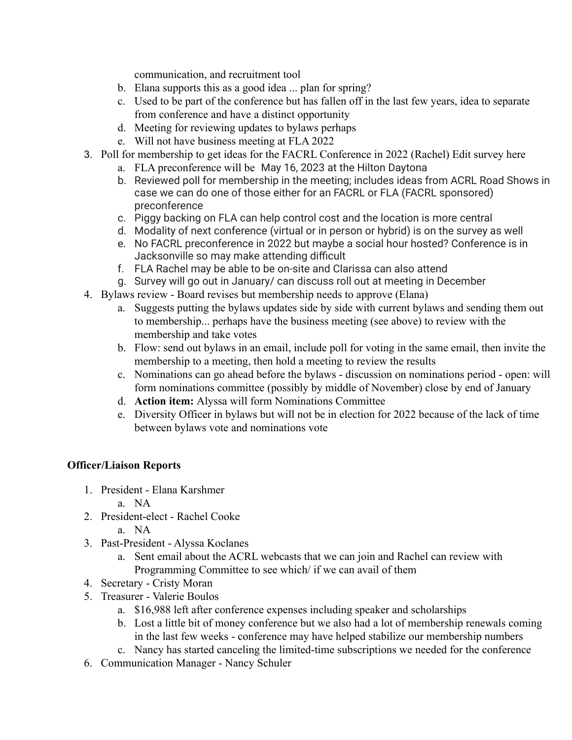communication, and recruitment tool

   b. Elana supports this as a good idea ... plan for spring?
   c. Used to be part of the conference but has fallen off in the last few years, idea to separate from conference and have a distinct opportunity
   d. Meeting for reviewing updates to bylaws perhaps
   e. Will not have business meeting at FLA 2022

3. Poll for membership to get ideas for the FACRL Conference in 2022 (Rachel) Edit survey here
   a. FLA preconference will be May 16, 2023 at the Hilton Daytona
   b. Reviewed poll for membership in the meeting; includes ideas from ACRL Road Shows in case we can do one of those either for an FACRL or FLA (FACRL sponsored) preconference
   c. Piggy backing on FLA can help control cost and the location is more central
   d. Modality of next conference (virtual or in person or hybrid) is on the survey as well
   e. No FACRL preconference in 2022 but maybe a social hour hosted? Conference is in Jacksonville so may make attending difficult
   f. FLA Rachel may be able to be on-site and Clarissa can also attend
   g. Survey will go out in January/ can discuss roll out at meeting in December
4. Bylaws review - Board revises but membership needs to approve (Elana)
   a. Suggests putting the bylaws updates side by side with current bylaws and sending them out to membership... perhaps have the business meeting (see above) to review with the membership and take votes
   b. Flow: send out bylaws in an email, include poll for voting in the same email, then invite the membership to a meeting, then hold a meeting to review the results
   c. Nominations can go ahead before the bylaws - discussion on nominations period - open: will form nominations committee (possibly by middle of November) close by end of January
   d. **Action item:** Alyssa will form Nominations Committee
   e. Diversity Officer in bylaws but will not be in election for 2022 because of the lack of time between bylaws vote and nominations vote

**Officer/Liaison Reports**

1. President - Elana Karshmer
   a. NA
2. President-elect - Rachel Cooke
   a. NA
3. Past-President - Alyssa Koclanes
   a. Sent email about the ACRL webcasts that we can join and Rachel can review with Programming Committee to see which/ if we can avail of them
4. Secretary - Cristy Moran
5. Treasurer - Valerie Boulos
   a. $16,988 left after conference expenses including speaker and scholarships
   b. Lost a little bit of money conference but we also had a lot of membership renewals coming in the last few weeks - conference may have helped stabilize our membership numbers
   c. Nancy has started canceling the limited-time subscriptions we needed for the conference
6. Communication Manager - Nancy Schuler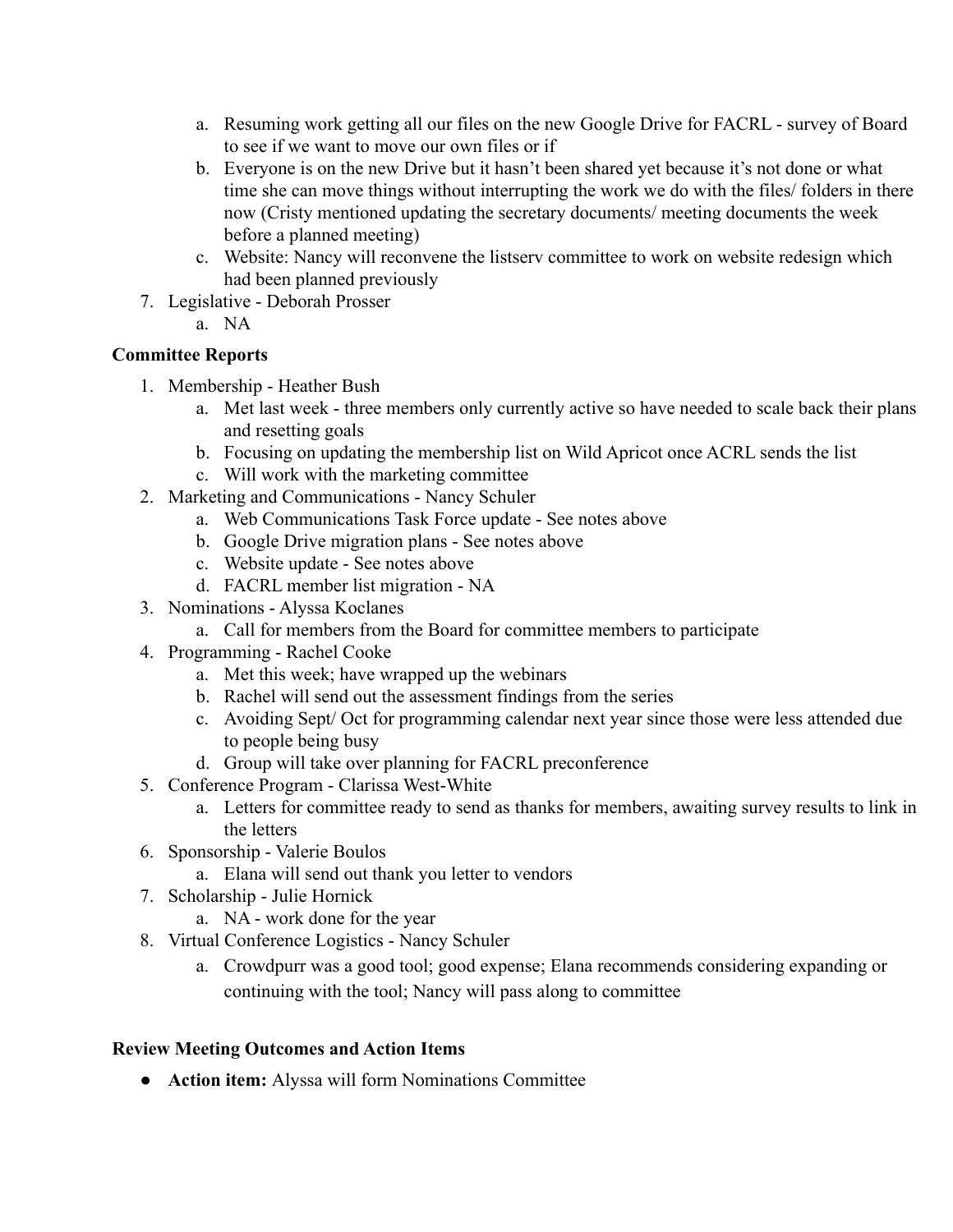a. Resuming work getting all our files on the new Google Drive for FACRL - survey of Board to see if we want to move our own files or if
   b. Everyone is on the new Drive but it hasn't been shared yet because it's not done or what time she can move things without interrupting the work we do with the files/ folders in there now (Cristy mentioned updating the secretary documents/ meeting documents the week before a planned meeting)
   c. Website: Nancy will reconvene the listserv committee to work on website redesign which had been planned previously
7. Legislative - Deborah Prosser
   a. NA

**Committee Reports**

1. Membership - Heather Bush
   a. Met last week - three members only currently active so have needed to scale back their plans and resetting goals
   b. Focusing on updating the membership list on Wild Apricot once ACRL sends the list
   c. Will work with the marketing committee
2. Marketing and Communications - Nancy Schuler
   a. Web Communications Task Force update - See notes above
   b. Google Drive migration plans - See notes above
   c. Website update - See notes above
   d. FACRL member list migration - NA
3. Nominations - Alyssa Koclanes
   a. Call for members from the Board for committee members to participate
4. Programming - Rachel Cooke
   a. Met this week; have wrapped up the webinars
   b. Rachel will send out the assessment findings from the series
   c. Avoiding Sept/ Oct for programming calendar next year since those were less attended due to people being busy
   d. Group will take over planning for FACRL preconference
5. Conference Program - Clarissa West-White
   a. Letters for committee ready to send as thanks for members, awaiting survey results to link in the letters
6. Sponsorship - Valerie Boulos
   a. Elana will send out thank you letter to vendors
7. Scholarship - Julie Hornick
   a. NA - work done for the year
8. Virtual Conference Logistics - Nancy Schuler
   a. Crowdpurr was a good tool; good expense; Elana recommends considering expanding or continuing with the tool; Nancy will pass along to committee

**Review Meeting Outcomes and Action Items**

- **Action item:** Alyssa will form Nominations Committee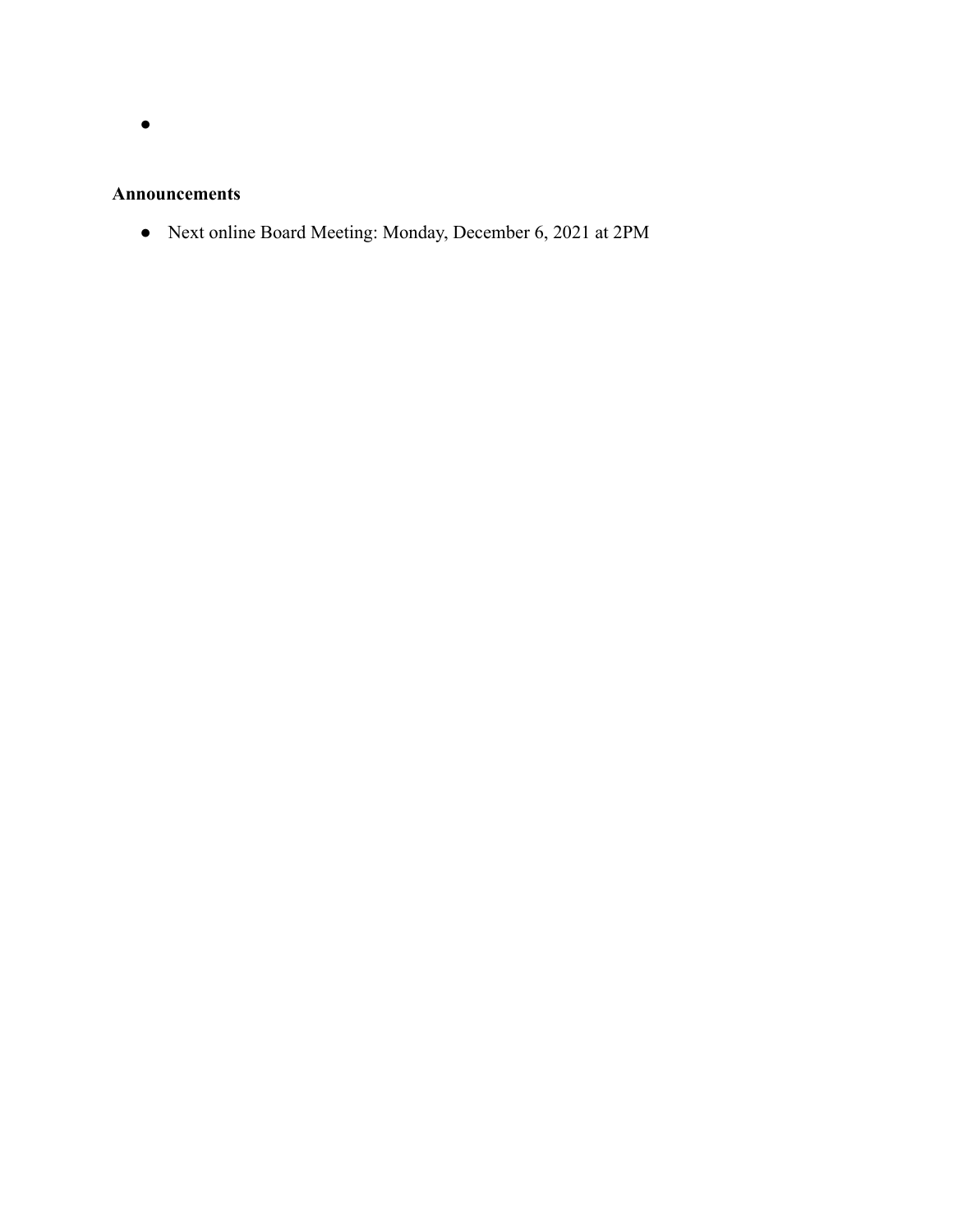- 

**Announcements**

- Next online Board Meeting: Monday, December 6, 2021 at 2PM